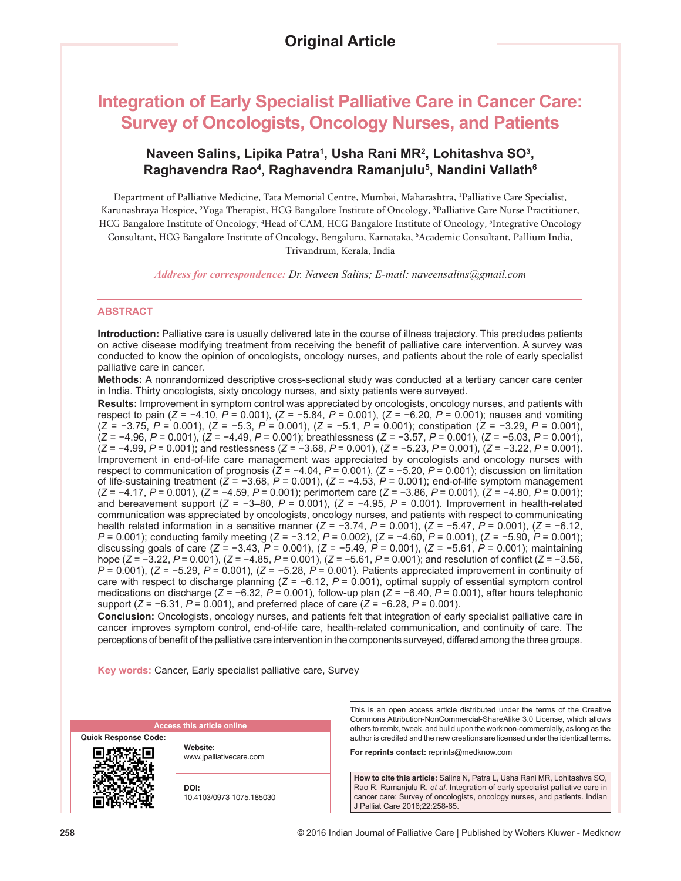Original Article

# Integration of Early Specialist Palliative Care in Cancer Care: Survey of Oncologists, Oncology Nurses, and Patients

**Naveen Salins, Lipika Patra[1], Usha Rani MR[2], Lohitashva SO[3], Raghavendra Rao[4], Raghavendra Ramanjulu[5], Nandini Vallath[6]**

Department of Palliative Medicine, Tata Memorial Centre, Mumbai, Maharashtra, [1]Palliative Care Specialist, Karunashraya Hospice, [2]Yoga Therapist, HCG Bangalore Institute of Oncology, [3]Palliative Care Nurse Practitioner, HCG Bangalore Institute of Oncology, [4]Head of CAM, HCG Bangalore Institute of Oncology, [5]Integrative Oncology Consultant, HCG Bangalore Institute of Oncology, Bengaluru, Karnataka, [6]Academic Consultant, Pallium India, Trivandrum, Kerala, India

*Address for correspondence: Dr. Naveen Salins; E-mail: naveensalins@gmail.com*

## ABSTRACT

**Introduction:** Palliative care is usually delivered late in the course of illness trajectory. This precludes patients on active disease modifying treatment from receiving the benefit of palliative care intervention. A survey was conducted to know the opinion of oncologists, oncology nurses, and patients about the role of early specialist palliative care in cancer.

**Methods:** A nonrandomized descriptive cross-sectional study was conducted at a tertiary cancer care center in India. Thirty oncologists, sixty oncology nurses, and sixty patients were surveyed.

**Results:** Improvement in symptom control was appreciated by oncologists, oncology nurses, and patients with respect to pain ($Z = -4.10$, $P = 0.001$), ($Z = -5.84$, $P = 0.001$), ($Z = -6.20$, $P = 0.001$); nausea and vomiting ($Z = -3.75$, $P = 0.001$), ($Z = -5.3$, $P = 0.001$), ($Z = -5.1$, $P = 0.001$); constipation ($Z = -3.29$, $P = 0.001$), ($Z = -4.96$, $P = 0.001$), ($Z = -4.49$, $P = 0.001$); breathlessness ($Z = -3.57$, $P = 0.001$), ($Z = -5.03$, $P = 0.001$), ($Z = -4.99$, $P = 0.001$); and restlessness ($Z = -3.68$, $P = 0.001$), ($Z = -5.23$, $P = 0.001$), ($Z = -3.22$, $P = 0.001$). Improvement in end-of-life care management was appreciated by oncologists and oncology nurses with respect to communication of prognosis ($Z = -4.04$, $P = 0.001$), ($Z = -5.20$, $P = 0.001$); discussion on limitation of life-sustaining treatment ($Z = -3.68$, $P = 0.001$), ($Z = -4.53$, $P = 0.001$); end-of-life symptom management ($Z = -4.17$, $P = 0.001$), ($Z = -4.59$, $P = 0.001$); perimortem care ($Z = -3.86$, $P = 0.001$), ($Z = -4.80$, $P = 0.001$); and bereavement support ($Z = -3–80$, $P = 0.001$), ($Z = -4.95$, $P = 0.001$). Improvement in health-related communication was appreciated by oncologists, oncology nurses, and patients with respect to communicating health related information in a sensitive manner ($Z = -3.74$, $P = 0.001$), ($Z = -5.47$, $P = 0.001$), ($Z = -6.12$, $P = 0.001$); conducting family meeting ($Z = -3.12$, $P = 0.002$), ($Z = -4.60$, $P = 0.001$), ($Z = -5.90$, $P = 0.001$); discussing goals of care ($Z = -3.43$, $P = 0.001$), ($Z = -5.49$, $P = 0.001$), ($Z = -5.61$, $P = 0.001$); maintaining hope ($Z = -3.22$, $P = 0.001$), ($Z = -4.85$, $P = 0.001$), ($Z = -5.61$, $P = 0.001$); and resolution of conflict ($Z = -3.56$, $P = 0.001$), ($Z = -5.29$, $P = 0.001$), ($Z = -5.28$, $P = 0.001$). Patients appreciated improvement in continuity of care with respect to discharge planning ($Z = -6.12$, $P = 0.001$), optimal supply of essential symptom control medications on discharge ($Z = -6.32$, $P = 0.001$), follow-up plan ($Z = -6.40$, $P = 0.001$), after hours telephonic support ($Z = -6.31$, $P = 0.001$), and preferred place of care ($Z = -6.28$, $P = 0.001$).

**Conclusion:** Oncologists, oncology nurses, and patients felt that integration of early specialist palliative care in cancer improves symptom control, end-of-life care, health-related communication, and continuity of care. The perceptions of benefit of the palliative care intervention in the components surveyed, differed among the three groups.

**Key words:** Cancer, Early specialist palliative care, Survey

| Access this article online | |
|---|---|
| Quick Response Code: | **Website:** www.jpalliativecare.com |
| | **DOI:** 10.4103/0973-1075.185030 |

This is an open access article distributed under the terms of the Creative Commons Attribution-NonCommercial-ShareAlike 3.0 License, which allows others to remix, tweak, and build upon the work non-commercially, as long as the author is credited and the new creations are licensed under the identical terms.

**For reprints contact:** reprints@medknow.com

**How to cite this article:** Salins N, Patra L, Usha Rani MR, Lohitashva SO, Rao R, Ramanjulu R, *et al.* Integration of early specialist palliative care in cancer care: Survey of oncologists, oncology nurses, and patients. Indian J Palliat Care 2016;22:258-65.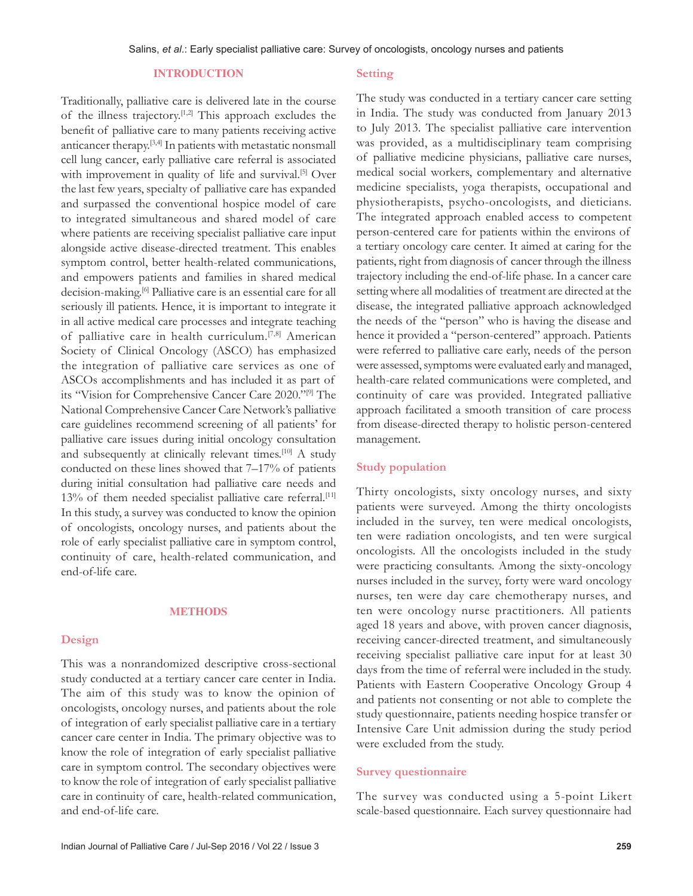## INTRODUCTION

Traditionally, palliative care is delivered late in the course of the illness trajectory.[1,2] This approach excludes the benefit of palliative care to many patients receiving active anticancer therapy.[3,4] In patients with metastatic nonsmall cell lung cancer, early palliative care referral is associated with improvement in quality of life and survival.[5] Over the last few years, specialty of palliative care has expanded and surpassed the conventional hospice model of care to integrated simultaneous and shared model of care where patients are receiving specialist palliative care input alongside active disease-directed treatment. This enables symptom control, better health-related communications, and empowers patients and families in shared medical decision-making.[6] Palliative care is an essential care for all seriously ill patients. Hence, it is important to integrate it in all active medical care processes and integrate teaching of palliative care in health curriculum.[7,8] American Society of Clinical Oncology (ASCO) has emphasized the integration of palliative care services as one of ASCOs accomplishments and has included it as part of its "Vision for Comprehensive Cancer Care 2020."[9] The National Comprehensive Cancer Care Network's palliative care guidelines recommend screening of all patients' for palliative care issues during initial oncology consultation and subsequently at clinically relevant times.[10] A study conducted on these lines showed that 7–17% of patients during initial consultation had palliative care needs and 13% of them needed specialist palliative care referral.[11] In this study, a survey was conducted to know the opinion of oncologists, oncology nurses, and patients about the role of early specialist palliative care in symptom control, continuity of care, health-related communication, and end-of-life care.

## METHODS

### Design

This was a nonrandomized descriptive cross-sectional study conducted at a tertiary cancer care center in India. The aim of this study was to know the opinion of oncologists, oncology nurses, and patients about the role of integration of early specialist palliative care in a tertiary cancer care center in India. The primary objective was to know the role of integration of early specialist palliative care in symptom control. The secondary objectives were to know the role of integration of early specialist palliative care in continuity of care, health-related communication, and end-of-life care.

### Setting

The study was conducted in a tertiary cancer care setting in India. The study was conducted from January 2013 to July 2013. The specialist palliative care intervention was provided, as a multidisciplinary team comprising of palliative medicine physicians, palliative care nurses, medical social workers, complementary and alternative medicine specialists, yoga therapists, occupational and physiotherapists, psycho-oncologists, and dieticians. The integrated approach enabled access to competent person-centered care for patients within the environs of a tertiary oncology care center. It aimed at caring for the patients, right from diagnosis of cancer through the illness trajectory including the end-of-life phase. In a cancer care setting where all modalities of treatment are directed at the disease, the integrated palliative approach acknowledged the needs of the "person" who is having the disease and hence it provided a "person-centered" approach. Patients were referred to palliative care early, needs of the person were assessed, symptoms were evaluated early and managed, health-care related communications were completed, and continuity of care was provided. Integrated palliative approach facilitated a smooth transition of care process from disease-directed therapy to holistic person-centered management.

### Study population

Thirty oncologists, sixty oncology nurses, and sixty patients were surveyed. Among the thirty oncologists included in the survey, ten were medical oncologists, ten were radiation oncologists, and ten were surgical oncologists. All the oncologists included in the study were practicing consultants. Among the sixty-oncology nurses included in the survey, forty were ward oncology nurses, ten were day care chemotherapy nurses, and ten were oncology nurse practitioners. All patients aged 18 years and above, with proven cancer diagnosis, receiving cancer-directed treatment, and simultaneously receiving specialist palliative care input for at least 30 days from the time of referral were included in the study. Patients with Eastern Cooperative Oncology Group 4 and patients not consenting or not able to complete the study questionnaire, patients needing hospice transfer or Intensive Care Unit admission during the study period were excluded from the study.

### Survey questionnaire

The survey was conducted using a 5-point Likert scale-based questionnaire. Each survey questionnaire had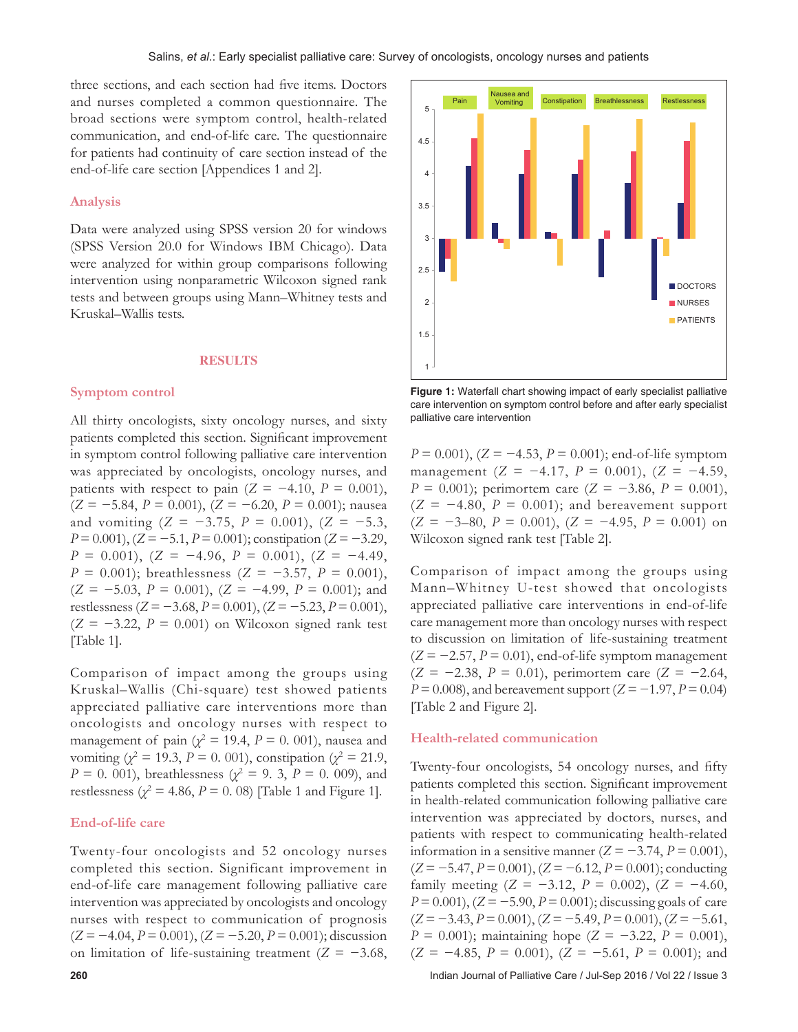three sections, and each section had five items. Doctors and nurses completed a common questionnaire. The broad sections were symptom control, health-related communication, and end-of-life care. The questionnaire for patients had continuity of care section instead of the end-of-life care section [Appendices 1 and 2].

### Analysis

Data were analyzed using SPSS version 20 for windows (SPSS Version 20.0 for Windows IBM Chicago). Data were analyzed for within group comparisons following intervention using nonparametric Wilcoxon signed rank tests and between groups using Mann–Whitney tests and Kruskal–Wallis tests.

## RESULTS

### Symptom control

All thirty oncologists, sixty oncology nurses, and sixty patients completed this section. Significant improvement in symptom control following palliative care intervention was appreciated by oncologists, oncology nurses, and patients with respect to pain ($Z = -4.10$, $P = 0.001$), ($Z = -5.84$, $P = 0.001$), ($Z = -6.20$, $P = 0.001$); nausea and vomiting ($Z = -3.75$, $P = 0.001$), ($Z = -5.3$, $P = 0.001$), ($Z = -5.1$, $P = 0.001$); constipation ($Z = -3.29$, $P = 0.001$), ($Z = -4.96$, $P = 0.001$), ($Z = -4.49$, $P = 0.001$); breathlessness ($Z = -3.57$, $P = 0.001$), ($Z = -5.03$, $P = 0.001$), ($Z = -4.99$, $P = 0.001$); and restlessness ($Z = -3.68$, $P = 0.001$), ($Z = -5.23$, $P = 0.001$), ($Z = -3.22$, $P = 0.001$) on Wilcoxon signed rank test [Table 1].

Comparison of impact among the groups using Kruskal–Wallis (Chi-square) test showed patients appreciated palliative care interventions more than oncologists and oncology nurses with respect to management of pain ($\chi^2 = 19.4$, $P = 0.001$), nausea and vomiting ($\chi^2 = 19.3$, $P = 0.001$), constipation ($\chi^2 = 21.9$, $P = 0.001$), breathlessness ($\chi^2 = 9.3$, $P = 0.009$), and restlessness ($\chi^2 = 4.86$, $P = 0.08$) [Table 1 and Figure 1].

**Figure 1:** Waterfall chart showing impact of early specialist palliative care intervention on symptom control before and after early specialist palliative care intervention

### End-of-life care

Twenty-four oncologists and 52 oncology nurses completed this section. Significant improvement in end-of-life care management following palliative care intervention was appreciated by oncologists and oncology nurses with respect to communication of prognosis ($Z = -4.04$, $P = 0.001$), ($Z = -5.20$, $P = 0.001$); discussion on limitation of life-sustaining treatment ($Z = -3.68$, $P = 0.001$), ($Z = -4.53$, $P = 0.001$); end-of-life symptom management ($Z = -4.17$, $P = 0.001$), ($Z = -4.59$, $P = 0.001$); perimortem care ($Z = -3.86$, $P = 0.001$), ($Z = -4.80$, $P = 0.001$); and bereavement support ($Z = -3$–$80$, $P = 0.001$), ($Z = -4.95$, $P = 0.001$) on Wilcoxon signed rank test [Table 2].

Comparison of impact among the groups using Mann–Whitney U-test showed that oncologists appreciated palliative care interventions in end-of-life care management more than oncology nurses with respect to discussion on limitation of life-sustaining treatment ($Z = -2.57$, $P = 0.01$), end-of-life symptom management ($Z = -2.38$, $P = 0.01$), perimortem care ($Z = -2.64$, $P = 0.008$), and bereavement support ($Z = -1.97$, $P = 0.04$) [Table 2 and Figure 2].

### Health-related communication

Twenty-four oncologists, 54 oncology nurses, and fifty patients completed this section. Significant improvement in health-related communication following palliative care intervention was appreciated by doctors, nurses, and patients with respect to communicating health-related information in a sensitive manner ($Z = -3.74$, $P = 0.001$), ($Z = -5.47$, $P = 0.001$), ($Z = -6.12$, $P = 0.001$); conducting family meeting ($Z = -3.12$, $P = 0.002$), ($Z = -4.60$, $P = 0.001$), ($Z = -5.90$, $P = 0.001$); discussing goals of care ($Z = -3.43$, $P = 0.001$), ($Z = -5.49$, $P = 0.001$), ($Z = -5.61$, $P = 0.001$); maintaining hope ($Z = -3.22$, $P = 0.001$), ($Z = -4.85$, $P = 0.001$), ($Z = -5.61$, $P = 0.001$); and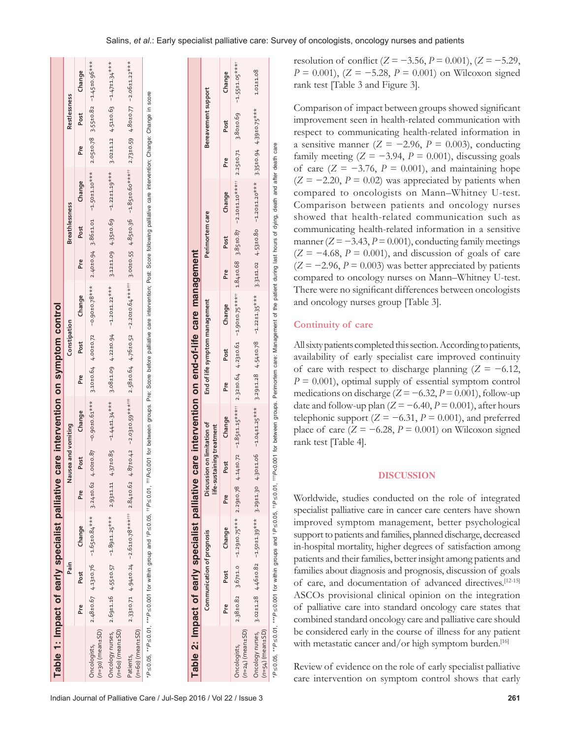**Table 1: Impact of early specialist palliative care intervention on symptom control**

| | Pain | | | Nausea and vomiting | | | Constipation | | | Breathlessness | | | Restlessness | | |
|---|---|---|---|---|---|---|---|---|---|---|---|---|---|---|---|
| | Pre | Post | Change | Pre | Post | Change | Pre | Post | Change | Pre | Post | Change | Pre | Post | Change |
| Oncologists, (n=30) (mean±SD) | 2.48±0.67 | 4.13±0.76 | −1.65±0.84*** | 3.24±0.62 | 4.00±0.87 | −0.90±0.61*** | 3.10±0.64 | 4.00±0.72 | −0.90±0.78*** | 2.40±0.94 | 3.86±1.01 | −1.50±1.10*** | 2.05±0.78 | 3.55±0.82 | −1.45±0.96*** |
| Oncology nurses, (n=60) (mean±SD) | 2.69±1.16 | 4.55±0.57 | −1.89±1.25*** | 2.93±1.11 | 4.37±0.85 | −1.44±1.34*** | 3.08±1.09 | 4.22±0.94 | −1.20±1.22*** | 3.12±1.09 | 4.35±0.69 | −1.22±1.19*** | 3.02±1.12 | 4.51±0.63 | −1.47±1.34*** |
| Patients, (n=60) (mean±SD) | 2.33±0.71 | 4.94±0.24 | −2.61±0.78***††† | 2.84±0.62 | 4.87±0.42 | −2.03±0.59***††† | 2.58±0.64 | 4.76±0.52 | −2.20±0.64***††† | 3.00±0.55 | 4.85±0.36 | −1.85±0.60***†† | 2.73±0.59 | 4.80±0.77 | −2.06±1.22*** |

*P≤0.05, **P≤0.01, ***P≤0.001 for within group and †P≤0.05, ††P≤0.01, †††P<0.001 for between groups. Pre: Score before palliative care intervention; Post: Score following palliative care intervention; Change: Change in score

**Table 2: Impact of early specialist palliative care intervention on end‑of‑life care management**

| | Communication of prognosis | | | Discussion on limitation of life-sustaining treatment | | | End of life symptom management | | | Perimortem care | | | Bereavement support | | |
|---|---|---|---|---|---|---|---|---|---|---|---|---|---|---|---|
| | Pre | Post | Change | Pre | Post | Change | Pre | Post | Change | Pre | Post | Change | Pre | Post | Change |
| Oncologists, (n=24) (mean±SD) | 2.38±0.82 | 3.67±1.0 | −1.29±0.75*** | 2.29±0.78 | 4.14±0.72 | −1.85±1.15***† | 2.32±0.64 | 4.23±0.61 | −1.90±0.75***† | 1.84±0.68 | 3.85±0.87 | −2.10±1.10***† | 2.25±0.71 | 3.80±0.69 | −1.55±1.05***† |
| Oncology nurses, (n=54) (mean±SD) | 3.02±1.28 | 4.46±0.82 | −1.50±1.39*** | 3.29±1.30 | 4.30±1.06 | −1.04±1.25*** | 3.29±1.28 | 4.54±0.78 | −1.22±1.35*** | 3.31±1.02 | 4.53±0.80 | −1.20±1.20*** | 3.35±0.94 | 4.39±0.75*** | 1.01±1.08 |

*P≤0.05, **P≤0.01, ***P≤0.001 for within groups and †P≤0.05, ††P≤0.01, †††P<0.001 for between groups. Perimortem care: Management of the patient during last hours of dying, death and after death care

resolution of conflict ($Z = -3.56$, $P = 0.001$), ($Z = -5.29$, $P = 0.001$), ($Z = -5.28$, $P = 0.001$) on Wilcoxon signed rank test [Table 3 and Figure 3].

Comparison of impact between groups showed significant improvement seen in health‑related communication with respect to communicating health‑related information in a sensitive manner ($Z = -2.96$, $P = 0.003$), conducting family meeting ($Z = -3.94$, $P = 0.001$), discussing goals of care ($Z = -3.76$, $P = 0.001$), and maintaining hope ($Z = -2.20$, $P = 0.02$) was appreciated by patients when compared to oncologists on Mann–Whitney U‑test. Comparison between patients and oncology nurses showed that health‑related communication such as communicating health‑related information in a sensitive manner ($Z = -3.43$, $P = 0.001$), conducting family meetings ($Z = -4.68$, $P = 0.001$), and discussion of goals of care ($Z = -2.96$, $P = 0.003$) was better appreciated by patients compared to oncology nurses on Mann–Whitney U‑test. There were no significant differences between oncologists and oncology nurses group [Table 3].

## Continuity of care

All sixty patients completed this section. According to patients, availability of early specialist care improved continuity of care with respect to discharge planning ($Z = -6.12$, $P = 0.001$), optimal supply of essential symptom control medications on discharge ($Z = -6.32$, $P = 0.001$), follow‑up date and follow‑up plan ($Z = -6.40$, $P = 0.001$), after hours telephonic support ($Z = -6.31$, $P = 0.001$), and preferred place of care ($Z = -6.28$, $P = 0.001$) on Wilcoxon signed rank test [Table 4].

# DISCUSSION

Worldwide, studies conducted on the role of integrated specialist palliative care in cancer care centers have shown improved symptom management, better psychological support to patients and families, planned discharge, decreased in‑hospital mortality, higher degrees of satisfaction among patients and their families, better insight among patients and families about diagnosis and prognosis, discussion of goals of care, and documentation of advanced directives.[12-15] ASCOs provisional clinical opinion on the integration of palliative care into standard oncology care states that combined standard oncology care and palliative care should be considered early in the course of illness for any patient with metastatic cancer and/or high symptom burden.[16]

Review of evidence on the role of early specialist palliative care intervention on symptom control shows that early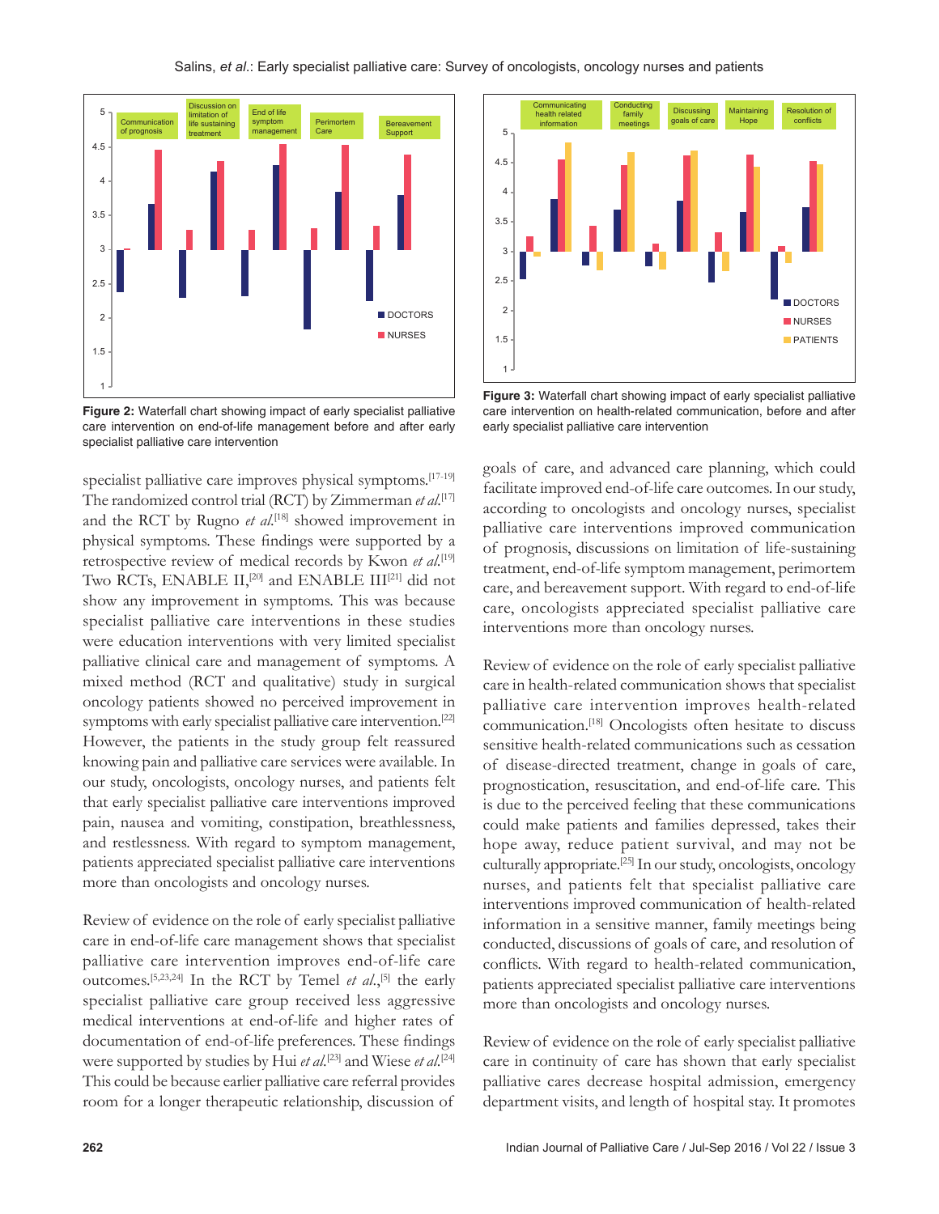Figure 2: Waterfall chart showing impact of early specialist palliative care intervention on end-of-life management before and after early specialist palliative care intervention

Figure 3: Waterfall chart showing impact of early specialist palliative care intervention on health-related communication, before and after early specialist palliative care intervention

specialist palliative care improves physical symptoms.[17-19] The randomized control trial (RCT) by Zimmerman *et al*.[17] and the RCT by Rugno *et al*.[18] showed improvement in physical symptoms. These findings were supported by a retrospective review of medical records by Kwon *et al*.[19] Two RCTs, ENABLE II,[20] and ENABLE III[21] did not show any improvement in symptoms. This was because specialist palliative care interventions in these studies were education interventions with very limited specialist palliative clinical care and management of symptoms. A mixed method (RCT and qualitative) study in surgical oncology patients showed no perceived improvement in symptoms with early specialist palliative care intervention.[22] However, the patients in the study group felt reassured knowing pain and palliative care services were available. In our study, oncologists, oncology nurses, and patients felt that early specialist palliative care interventions improved pain, nausea and vomiting, constipation, breathlessness, and restlessness. With regard to symptom management, patients appreciated specialist palliative care interventions more than oncologists and oncology nurses.

Review of evidence on the role of early specialist palliative care in end-of-life care management shows that specialist palliative care intervention improves end-of-life care outcomes.[5,23,24] In the RCT by Temel *et al*.,[5] the early specialist palliative care group received less aggressive medical interventions at end-of-life and higher rates of documentation of end-of-life preferences. These findings were supported by studies by Hui *et al*.[23] and Wiese *et al*.[24] This could be because earlier palliative care referral provides room for a longer therapeutic relationship, discussion of goals of care, and advanced care planning, which could facilitate improved end-of-life care outcomes. In our study, according to oncologists and oncology nurses, specialist palliative care interventions improved communication of prognosis, discussions on limitation of life-sustaining treatment, end-of-life symptom management, perimortem care, and bereavement support. With regard to end-of-life care, oncologists appreciated specialist palliative care interventions more than oncology nurses.

Review of evidence on the role of early specialist palliative care in health-related communication shows that specialist palliative care intervention improves health-related communication.[18] Oncologists often hesitate to discuss sensitive health-related communications such as cessation of disease-directed treatment, change in goals of care, prognostication, resuscitation, and end-of-life care. This is due to the perceived feeling that these communications could make patients and families depressed, takes their hope away, reduce patient survival, and may not be culturally appropriate.[25] In our study, oncologists, oncology nurses, and patients felt that specialist palliative care interventions improved communication of health-related information in a sensitive manner, family meetings being conducted, discussions of goals of care, and resolution of conflicts. With regard to health-related communication, patients appreciated specialist palliative care interventions more than oncologists and oncology nurses.

Review of evidence on the role of early specialist palliative care in continuity of care has shown that early specialist palliative cares decrease hospital admission, emergency department visits, and length of hospital stay. It promotes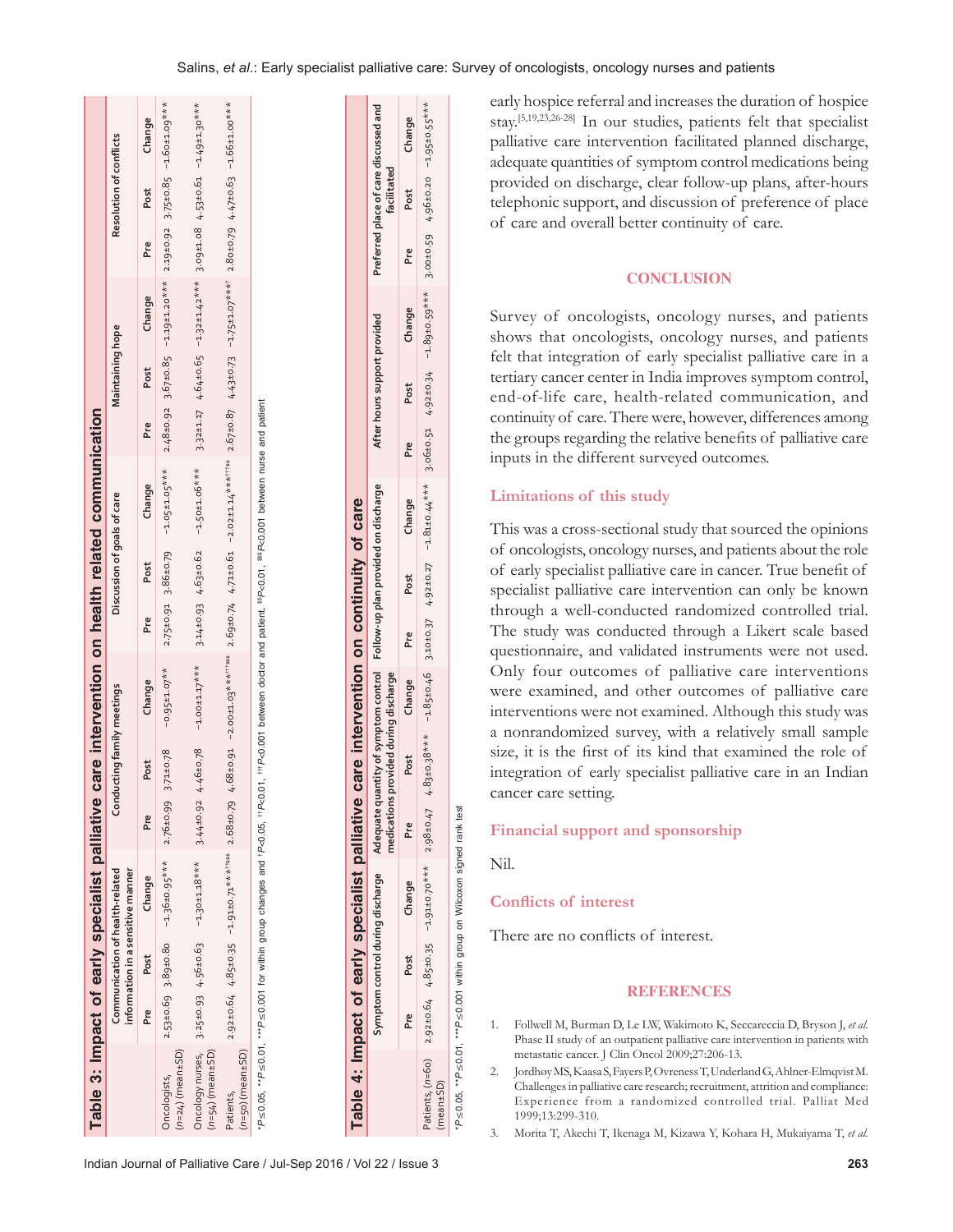**Table 3: Impact of early specialist palliative care intervention on health related communication**

| | Communication of health-related information in a sensitive manner | | | Conducting family meetings | | | Discussion of goals of care | | | Maintaining hope | | | Resolution of conflicts | | |
|---|---|---|---|---|---|---|---|---|---|---|---|---|---|---|---|
| | Pre | Post | Change | Pre | Post | Change | Pre | Post | Change | Pre | Post | Change | Pre | Post | Change |
| Oncologists, (n=24) (mean±SD) | 2.53±0.69 | 3.89±0.80 | −1.36±0.95*** | 2.76±0.99 | 3.71±0.78 | −0.95±1.07** | 2.75±0.91 | 3.86±0.79 | −1.05±1.05*** | 2.48±0.92 | 3.67±0.85 | −1.19±1.20*** | 2.19±0.92 | 3.75±0.85 | −1.60±1.09*** |
| Oncology nurses, (n=54) (mean±SD) | 3.25±0.93 | 4.56±0.63 | −1.30±1.18*** | 3.44±0.92 | 4.46±0.78 | −1.00±1.17*** | 3.14±0.93 | 4.63±0.62 | −1.50±1.06*** | 3.32±1.17 | 4.64±0.65 | −1.32±1.42*** | 3.09±1.08 | 4.53±0.61 | −1.49±1.30*** |
| Patients, (n=50) (mean±SD) | 2.92±0.64 | 4.85±0.35 | −1.91±0.71***†$$$ | 2.68±0.79 | 4.68±0.91 | −2.00±1.03***†††$$$ | 2.69±0.74 | 4.71±0.61 | −2.02±1.14***†††$$ | 2.67±0.87 | 4.43±0.73 | −1.75±1.07***† | 2.80±0.79 | 4.47±0.63 | −1.66±1.00*** |

*P≤0.05, **P≤0.01, ***P≤0.001 for within group changes and †P<0.05, ††P<0.01, †††P<0.001 between doctor and patient. $$P<0.01, $$$P<0.001 between nurse and patient

**Table 4: Impact of early specialist palliative care intervention on continuity of care**

| | Symptom control during discharge | | | Adequate quantity of symptom control medications provided during discharge | | | Follow-up plan provided on discharge | | | After hours support provided | | | Preferred place of care discussed and facilitated | | |
|---|---|---|---|---|---|---|---|---|---|---|---|---|---|---|---|
| | Pre | Post | Change | Pre | Post | Change | Pre | Post | Change | Pre | Post | Change | Pre | Post | Change |
| Patients, (n=60) (mean±SD) | 2.92±0.64 | 4.85±0.35 | −1.91±0.70*** | 2.98±0.47 | 4.83±0.38*** | −1.85±0.46 | 3.10±0.37 | 4.92±0.27 | −1.81±0.44*** | 3.06±0.51 | 4.92±0.34 | −1.89±0.59*** | 3.00±0.59 | 4.96±0.20 | −1.95±0.55*** |

*P≤0.05, **P≤0.01, ***P≤0.001 within group on Wilcoxon signed rank test

early hospice referral and increases the duration of hospice stay.[5,19,23,26-28] In our studies, patients felt that specialist palliative care intervention facilitated planned discharge, adequate quantities of symptom control medications being provided on discharge, clear follow-up plans, after-hours telephonic support, and discussion of preference of place of care and overall better continuity of care.

## CONCLUSION

Survey of oncologists, oncology nurses, and patients shows that oncologists, oncology nurses, and patients felt that integration of early specialist palliative care in a tertiary cancer center in India improves symptom control, end-of-life care, health-related communication, and continuity of care. There were, however, differences among the groups regarding the relative benefits of palliative care inputs in the different surveyed outcomes.

### Limitations of this study

This was a cross-sectional study that sourced the opinions of oncologists, oncology nurses, and patients about the role of early specialist palliative care in cancer. True benefit of specialist palliative care intervention can only be known through a well-conducted randomized controlled trial. The study was conducted through a Likert scale based questionnaire, and validated instruments were not used. Only four outcomes of palliative care interventions were examined, and other outcomes of palliative care interventions were not examined. Although this study was a nonrandomized survey, with a relatively small sample size, it is the first of its kind that examined the role of integration of early specialist palliative care in an Indian cancer care setting.

### Financial support and sponsorship

Nil.

### Conflicts of interest

There are no conflicts of interest.

## REFERENCES

1. Follwell M, Burman D, Le LW, Wakimoto K, Seccareccia D, Bryson J, *et al.* Phase II study of an outpatient palliative care intervention in patients with metastatic cancer. J Clin Oncol 2009;27:206-13.
2. Jordhøy MS, Kaasa S, Fayers P, Ovreness T, Underland G, Ahlner-Elmqvist M. Challenges in palliative care research; recruitment, attrition and compliance: Experience from a randomized controlled trial. Palliat Med 1999;13:299-310.
3. Morita T, Akechi T, Ikenaga M, Kizawa Y, Kohara H, Mukaiyama T, *et al.*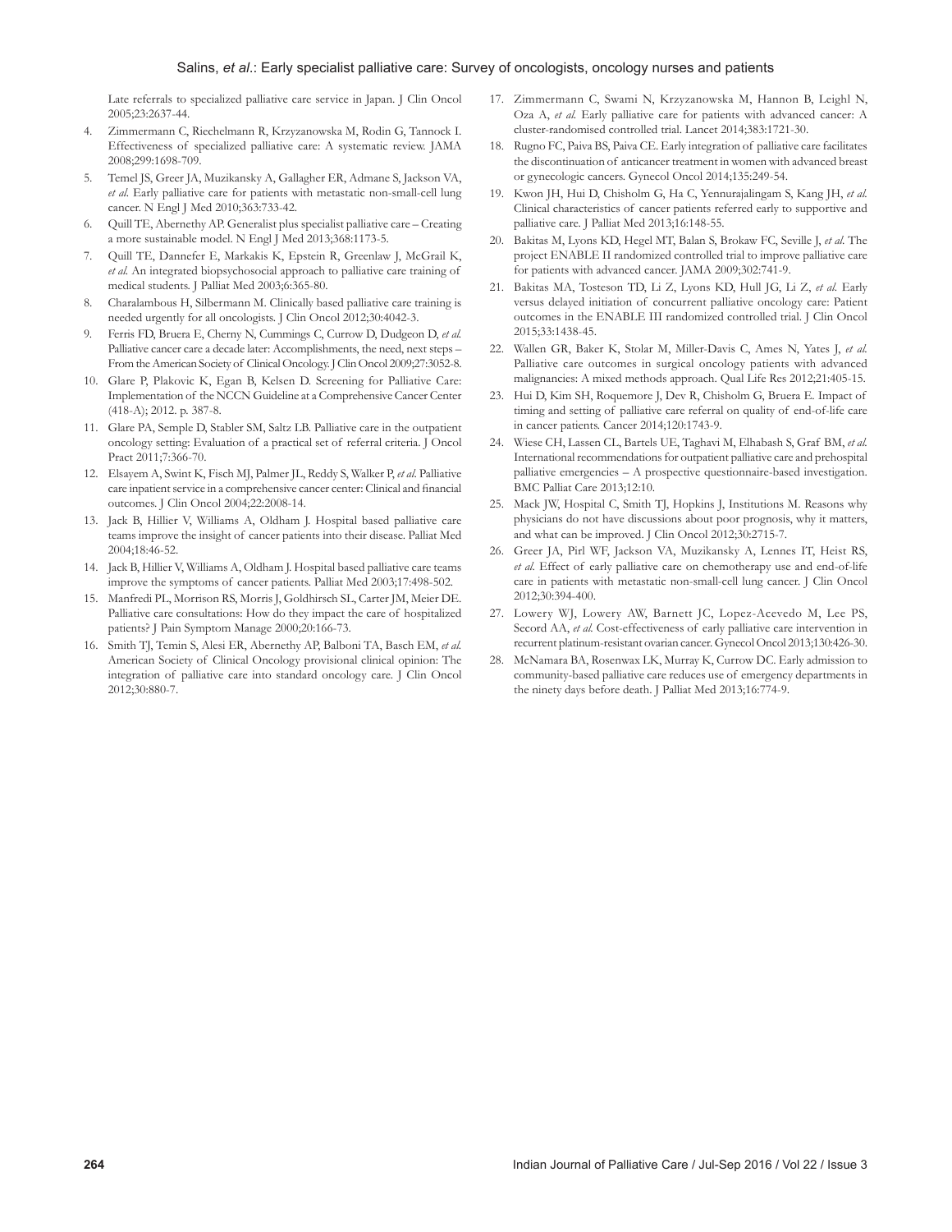Late referrals to specialized palliative care service in Japan. J Clin Oncol 2005;23:2637-44.

4. Zimmermann C, Riechelmann R, Krzyzanowska M, Rodin G, Tannock I. Effectiveness of specialized palliative care: A systematic review. JAMA 2008;299:1698-709.
5. Temel JS, Greer JA, Muzikansky A, Gallagher ER, Admane S, Jackson VA, *et al.* Early palliative care for patients with metastatic non-small-cell lung cancer. N Engl J Med 2010;363:733-42.
6. Quill TE, Abernethy AP. Generalist plus specialist palliative care – Creating a more sustainable model. N Engl J Med 2013;368:1173-5.
7. Quill TE, Dannefer E, Markakis K, Epstein R, Greenlaw J, McGrail K, *et al.* An integrated biopsychosocial approach to palliative care training of medical students. J Palliat Med 2003;6:365-80.
8. Charalambous H, Silbermann M. Clinically based palliative care training is needed urgently for all oncologists. J Clin Oncol 2012;30:4042-3.
9. Ferris FD, Bruera E, Cherny N, Cummings C, Currow D, Dudgeon D, *et al.* Palliative cancer care a decade later: Accomplishments, the need, next steps – From the American Society of Clinical Oncology. J Clin Oncol 2009;27:3052-8.
10. Glare P, Plakovic K, Egan B, Kelsen D. Screening for Palliative Care: Implementation of the NCCN Guideline at a Comprehensive Cancer Center (418-A); 2012. p. 387-8.
11. Glare PA, Semple D, Stabler SM, Saltz LB. Palliative care in the outpatient oncology setting: Evaluation of a practical set of referral criteria. J Oncol Pract 2011;7:366-70.
12. Elsayem A, Swint K, Fisch MJ, Palmer JL, Reddy S, Walker P, *et al.* Palliative care inpatient service in a comprehensive cancer center: Clinical and financial outcomes. J Clin Oncol 2004;22:2008-14.
13. Jack B, Hillier V, Williams A, Oldham J. Hospital based palliative care teams improve the insight of cancer patients into their disease. Palliat Med 2004;18:46-52.
14. Jack B, Hillier V, Williams A, Oldham J. Hospital based palliative care teams improve the symptoms of cancer patients. Palliat Med 2003;17:498-502.
15. Manfredi PL, Morrison RS, Morris J, Goldhirsch SL, Carter JM, Meier DE. Palliative care consultations: How do they impact the care of hospitalized patients? J Pain Symptom Manage 2000;20:166-73.
16. Smith TJ, Temin S, Alesi ER, Abernethy AP, Balboni TA, Basch EM, *et al.* American Society of Clinical Oncology provisional clinical opinion: The integration of palliative care into standard oncology care. J Clin Oncol 2012;30:880-7.
17. Zimmermann C, Swami N, Krzyzanowska M, Hannon B, Leighl N, Oza A, *et al.* Early palliative care for patients with advanced cancer: A cluster-randomised controlled trial. Lancet 2014;383:1721-30.
18. Rugno FC, Paiva BS, Paiva CE. Early integration of palliative care facilitates the discontinuation of anticancer treatment in women with advanced breast or gynecologic cancers. Gynecol Oncol 2014;135:249-54.
19. Kwon JH, Hui D, Chisholm G, Ha C, Yennurajalingam S, Kang JH, *et al.* Clinical characteristics of cancer patients referred early to supportive and palliative care. J Palliat Med 2013;16:148-55.
20. Bakitas M, Lyons KD, Hegel MT, Balan S, Brokaw FC, Seville J, *et al.* The project ENABLE II randomized controlled trial to improve palliative care for patients with advanced cancer. JAMA 2009;302:741-9.
21. Bakitas MA, Tosteson TD, Li Z, Lyons KD, Hull JG, Li Z, *et al.* Early versus delayed initiation of concurrent palliative oncology care: Patient outcomes in the ENABLE III randomized controlled trial. J Clin Oncol 2015;33:1438-45.
22. Wallen GR, Baker K, Stolar M, Miller-Davis C, Ames N, Yates J, *et al.* Palliative care outcomes in surgical oncology patients with advanced malignancies: A mixed methods approach. Qual Life Res 2012;21:405-15.
23. Hui D, Kim SH, Roquemore J, Dev R, Chisholm G, Bruera E. Impact of timing and setting of palliative care referral on quality of end-of-life care in cancer patients. Cancer 2014;120:1743-9.
24. Wiese CH, Lassen CL, Bartels UE, Taghavi M, Elhabash S, Graf BM, *et al.* International recommendations for outpatient palliative care and prehospital palliative emergencies – A prospective questionnaire-based investigation. BMC Palliat Care 2013;12:10.
25. Mack JW, Hospital C, Smith TJ, Hopkins J, Institutions M. Reasons why physicians do not have discussions about poor prognosis, why it matters, and what can be improved. J Clin Oncol 2012;30:2715-7.
26. Greer JA, Pirl WF, Jackson VA, Muzikansky A, Lennes IT, Heist RS, *et al.* Effect of early palliative care on chemotherapy use and end-of-life care in patients with metastatic non-small-cell lung cancer. J Clin Oncol 2012;30:394-400.
27. Lowery WJ, Lowery AW, Barnett JC, Lopez-Acevedo M, Lee PS, Secord AA, *et al.* Cost-effectiveness of early palliative care intervention in recurrent platinum-resistant ovarian cancer. Gynecol Oncol 2013;130:426-30.
28. McNamara BA, Rosenwax LK, Murray K, Currow DC. Early admission to community-based palliative care reduces use of emergency departments in the ninety days before death. J Palliat Med 2013;16:774-9.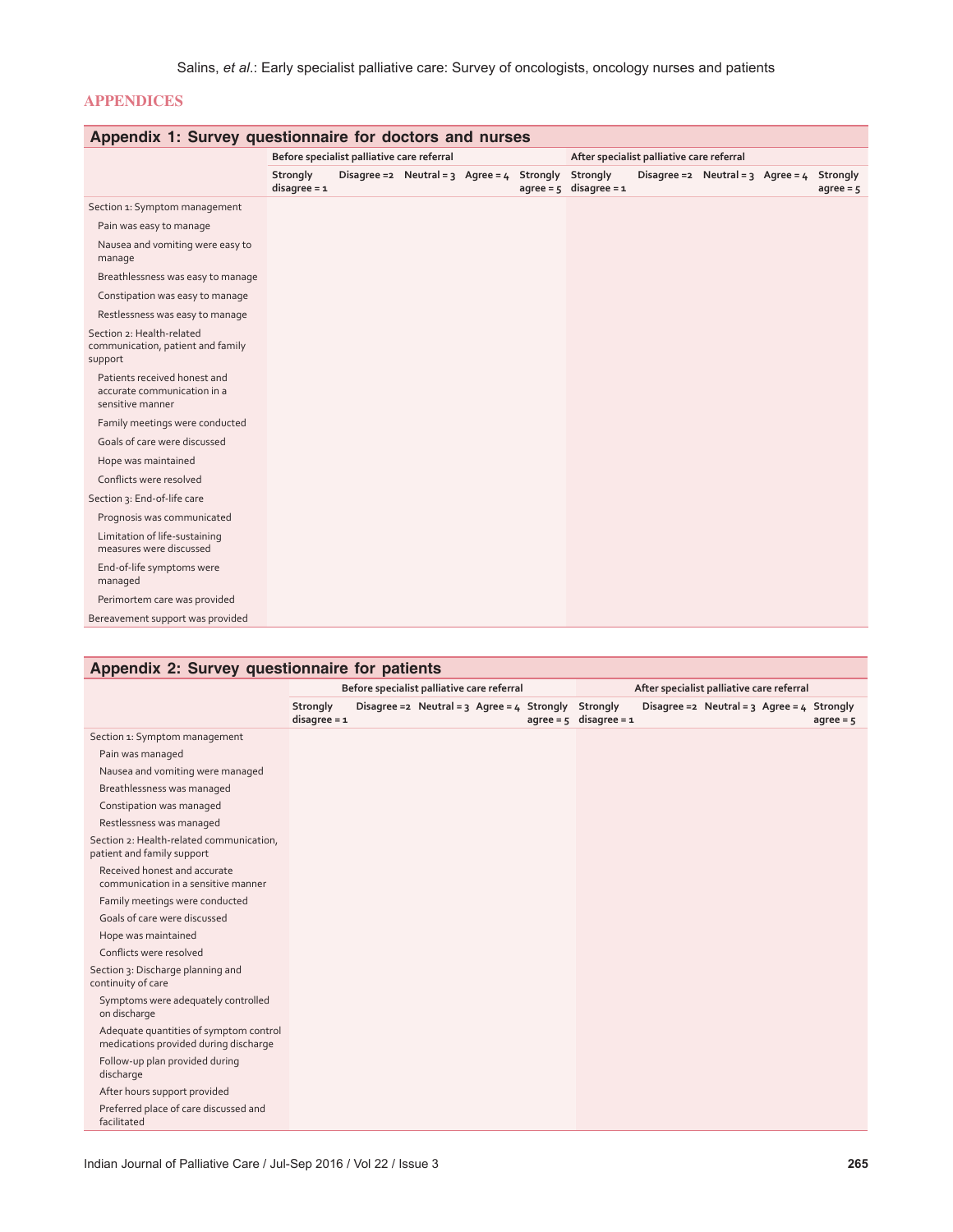## APPENDICES

### Appendix 1: Survey questionnaire for doctors and nurses

| | Before specialist palliative care referral | | | | | After specialist palliative care referral | | | | |
|---|---|---|---|---|---|---|---|---|---|---|
| | Strongly disagree = 1 | Disagree =2 | Neutral = 3 | Agree = 4 | Strongly agree = 5 | Strongly disagree = 1 | Disagree =2 | Neutral = 3 | Agree = 4 | Strongly agree = 5 |
| Section 1: Symptom management | | | | | | | | | | |
| Pain was easy to manage | | | | | | | | | | |
| Nausea and vomiting were easy to manage | | | | | | | | | | |
| Breathlessness was easy to manage | | | | | | | | | | |
| Constipation was easy to manage | | | | | | | | | | |
| Restlessness was easy to manage | | | | | | | | | | |
| Section 2: Health-related communication, patient and family support | | | | | | | | | | |
| Patients received honest and accurate communication in a sensitive manner | | | | | | | | | | |
| Family meetings were conducted | | | | | | | | | | |
| Goals of care were discussed | | | | | | | | | | |
| Hope was maintained | | | | | | | | | | |
| Conflicts were resolved | | | | | | | | | | |
| Section 3: End-of-life care | | | | | | | | | | |
| Prognosis was communicated | | | | | | | | | | |
| Limitation of life-sustaining measures were discussed | | | | | | | | | | |
| End-of-life symptoms were managed | | | | | | | | | | |
| Perimortem care was provided | | | | | | | | | | |
| Bereavement support was provided | | | | | | | | | | |

### Appendix 2: Survey questionnaire for patients

| | Before specialist palliative care referral | | | | | After specialist palliative care referral | | | | |
|---|---|---|---|---|---|---|---|---|---|---|
| | Strongly disagree = 1 | Disagree =2 | Neutral = 3 | Agree = 4 | Strongly agree = 5 | Strongly disagree = 1 | Disagree =2 | Neutral = 3 | Agree = 4 | Strongly agree = 5 |
| Section 1: Symptom management | | | | | | | | | | |
| Pain was managed | | | | | | | | | | |
| Nausea and vomiting were managed | | | | | | | | | | |
| Breathlessness was managed | | | | | | | | | | |
| Constipation was managed | | | | | | | | | | |
| Restlessness was managed | | | | | | | | | | |
| Section 2: Health-related communication, patient and family support | | | | | | | | | | |
| Received honest and accurate communication in a sensitive manner | | | | | | | | | | |
| Family meetings were conducted | | | | | | | | | | |
| Goals of care were discussed | | | | | | | | | | |
| Hope was maintained | | | | | | | | | | |
| Conflicts were resolved | | | | | | | | | | |
| Section 3: Discharge planning and continuity of care | | | | | | | | | | |
| Symptoms were adequately controlled on discharge | | | | | | | | | | |
| Adequate quantities of symptom control medications provided during discharge | | | | | | | | | | |
| Follow-up plan provided during discharge | | | | | | | | | | |
| After hours support provided | | | | | | | | | | |
| Preferred place of care discussed and facilitated | | | | | | | | | | |